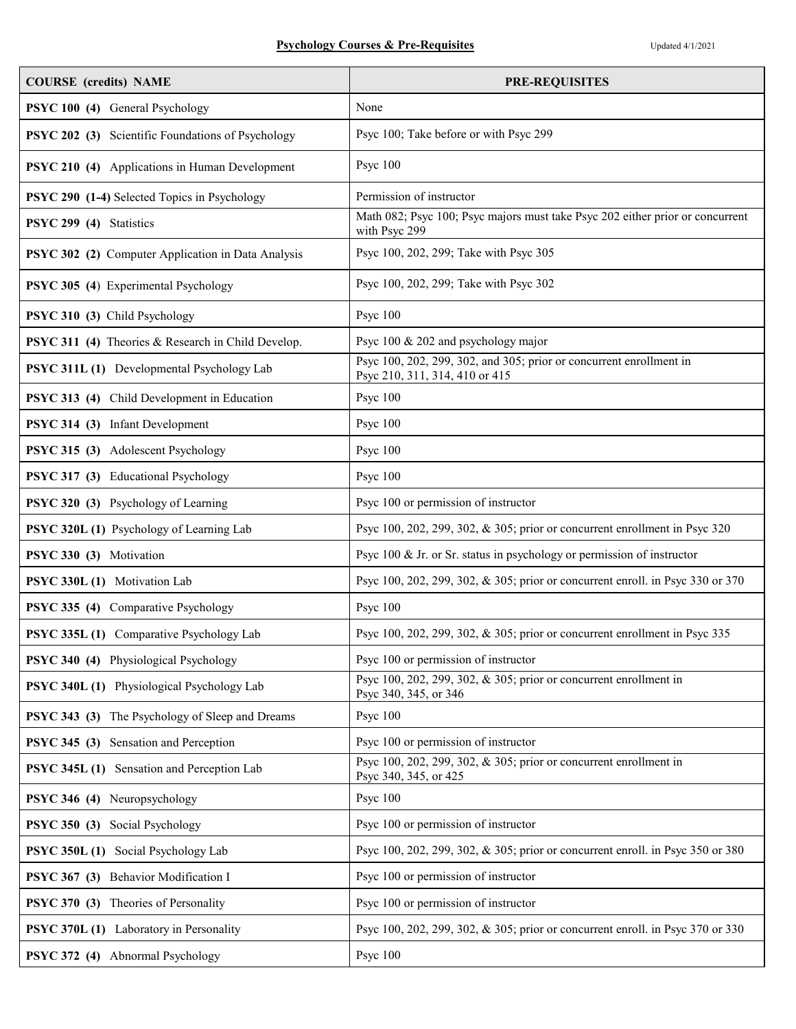**Psychology Courses & Pre-Requisites**

Updated 4/1/2021

| COURSE (credits) NAME | PRE-REQUISITES |
| --- | --- |
| **PSYC 100 (4)** General Psychology | None |
| **PSYC 202 (3)** Scientific Foundations of Psychology | Psyc 100; Take before or with Psyc 299 |
| **PSYC 210 (4)** Applications in Human Development | Psyc 100 |
| **PSYC 290 (1-4)** Selected Topics in Psychology | Permission of instructor |
| **PSYC 299 (4)** Statistics | Math 082; Psyc 100; Psyc majors must take Psyc 202 either prior or concurrent with Psyc 299 |
| **PSYC 302 (2)** Computer Application in Data Analysis | Psyc 100, 202, 299; Take with Psyc 305 |
| **PSYC 305 (4)** Experimental Psychology | Psyc 100, 202, 299; Take with Psyc 302 |
| **PSYC 310 (3)** Child Psychology | Psyc 100 |
| **PSYC 311 (4)** Theories & Research in Child Develop. | Psyc 100 & 202 and psychology major |
| **PSYC 311L (1)** Developmental Psychology Lab | Psyc 100, 202, 299, 302, and 305; prior or concurrent enrollment in Psyc 210, 311, 314, 410 or 415 |
| **PSYC 313 (4)** Child Development in Education | Psyc 100 |
| **PSYC 314 (3)** Infant Development | Psyc 100 |
| **PSYC 315 (3)** Adolescent Psychology | Psyc 100 |
| **PSYC 317 (3)** Educational Psychology | Psyc 100 |
| **PSYC 320 (3)** Psychology of Learning | Psyc 100 or permission of instructor |
| **PSYC 320L (1)** Psychology of Learning Lab | Psyc 100, 202, 299, 302, & 305; prior or concurrent enrollment in Psyc 320 |
| **PSYC 330 (3)** Motivation | Psyc 100 & Jr. or Sr. status in psychology or permission of instructor |
| **PSYC 330L (1)** Motivation Lab | Psyc 100, 202, 299, 302, & 305; prior or concurrent enroll. in Psyc 330 or 370 |
| **PSYC 335 (4)** Comparative Psychology | Psyc 100 |
| **PSYC 335L (1)** Comparative Psychology Lab | Psyc 100, 202, 299, 302, & 305; prior or concurrent enrollment in Psyc 335 |
| **PSYC 340 (4)** Physiological Psychology | Psyc 100 or permission of instructor |
| **PSYC 340L (1)** Physiological Psychology Lab | Psyc 100, 202, 299, 302, & 305; prior or concurrent enrollment in Psyc 340, 345, or 346 |
| **PSYC 343 (3)** The Psychology of Sleep and Dreams | Psyc 100 |
| **PSYC 345 (3)** Sensation and Perception | Psyc 100 or permission of instructor |
| **PSYC 345L (1)** Sensation and Perception Lab | Psyc 100, 202, 299, 302, & 305; prior or concurrent enrollment in Psyc 340, 345, or 425 |
| **PSYC 346 (4)** Neuropsychology | Psyc 100 |
| **PSYC 350 (3)** Social Psychology | Psyc 100 or permission of instructor |
| **PSYC 350L (1)** Social Psychology Lab | Psyc 100, 202, 299, 302, & 305; prior or concurrent enroll. in Psyc 350 or 380 |
| **PSYC 367 (3)** Behavior Modification I | Psyc 100 or permission of instructor |
| **PSYC 370 (3)** Theories of Personality | Psyc 100 or permission of instructor |
| **PSYC 370L (1)** Laboratory in Personality | Psyc 100, 202, 299, 302, & 305; prior or concurrent enroll. in Psyc 370 or 330 |
| **PSYC 372 (4)** Abnormal Psychology | Psyc 100 |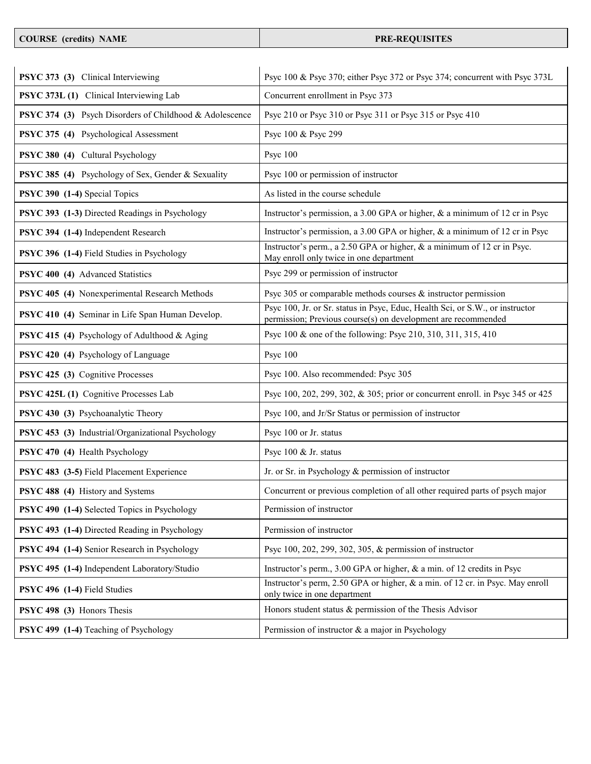| COURSE (credits) NAME | PRE-REQUISITES |
|---|---|
| **PSYC 373 (3)** Clinical Interviewing | Psyc 100 & Psyc 370; either Psyc 372 or Psyc 374; concurrent with Psyc 373L |
| **PSYC 373L (1)** Clinical Interviewing Lab | Concurrent enrollment in Psyc 373 |
| **PSYC 374 (3)** Psych Disorders of Childhood & Adolescence | Psyc 210 or Psyc 310 or Psyc 311 or Psyc 315 or Psyc 410 |
| **PSYC 375 (4)** Psychological Assessment | Psyc 100 & Psyc 299 |
| **PSYC 380 (4)** Cultural Psychology | Psyc 100 |
| **PSYC 385 (4)** Psychology of Sex, Gender & Sexuality | Psyc 100 or permission of instructor |
| **PSYC 390 (1-4)** Special Topics | As listed in the course schedule |
| **PSYC 393 (1-3)** Directed Readings in Psychology | Instructor's permission, a 3.00 GPA or higher, & a minimum of 12 cr in Psyc |
| **PSYC 394 (1-4)** Independent Research | Instructor's permission, a 3.00 GPA or higher, & a minimum of 12 cr in Psyc |
| **PSYC 396 (1-4)** Field Studies in Psychology | Instructor's perm., a 2.50 GPA or higher, & a minimum of 12 cr in Psyc. May enroll only twice in one department |
| **PSYC 400 (4)** Advanced Statistics | Psyc 299 or permission of instructor |
| **PSYC 405 (4)** Nonexperimental Research Methods | Psyc 305 or comparable methods courses & instructor permission |
| **PSYC 410 (4)** Seminar in Life Span Human Develop. | Psyc 100, Jr. or Sr. status in Psyc, Educ, Health Sci, or S.W., or instructor permission; Previous course(s) on development are recommended |
| **PSYC 415 (4)** Psychology of Adulthood & Aging | Psyc 100 & one of the following: Psyc 210, 310, 311, 315, 410 |
| **PSYC 420 (4)** Psychology of Language | Psyc 100 |
| **PSYC 425 (3)** Cognitive Processes | Psyc 100. Also recommended: Psyc 305 |
| **PSYC 425L (1)** Cognitive Processes Lab | Psyc 100, 202, 299, 302, & 305; prior or concurrent enroll. in Psyc 345 or 425 |
| **PSYC 430 (3)** Psychoanalytic Theory | Psyc 100, and Jr/Sr Status or permission of instructor |
| **PSYC 453 (3)** Industrial/Organizational Psychology | Psyc 100 or Jr. status |
| **PSYC 470 (4)** Health Psychology | Psyc 100 & Jr. status |
| **PSYC 483 (3-5)** Field Placement Experience | Jr. or Sr. in Psychology & permission of instructor |
| **PSYC 488 (4)** History and Systems | Concurrent or previous completion of all other required parts of psych major |
| **PSYC 490 (1-4)** Selected Topics in Psychology | Permission of instructor |
| **PSYC 493 (1-4)** Directed Reading in Psychology | Permission of instructor |
| **PSYC 494 (1-4)** Senior Research in Psychology | Psyc 100, 202, 299, 302, 305, & permission of instructor |
| **PSYC 495 (1-4)** Independent Laboratory/Studio | Instructor's perm., 3.00 GPA or higher, & a min. of 12 credits in Psyc |
| **PSYC 496 (1-4)** Field Studies | Instructor's perm, 2.50 GPA or higher, & a min. of 12 cr. in Psyc. May enroll only twice in one department |
| **PSYC 498 (3)** Honors Thesis | Honors student status & permission of the Thesis Advisor |
| **PSYC 499 (1-4)** Teaching of Psychology | Permission of instructor & a major in Psychology |